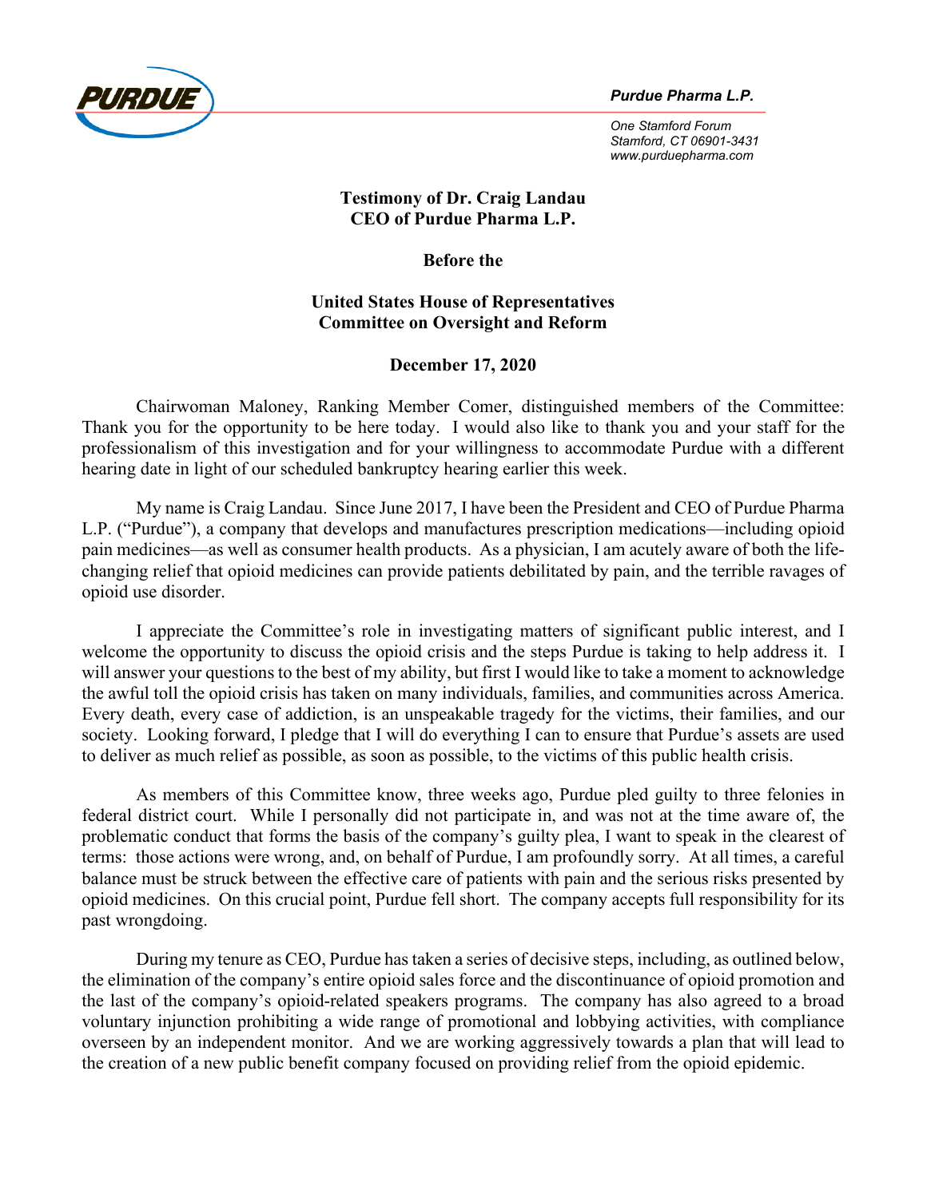**Purdue Pharma L.P.**

*One Stamford Forum*
*Stamford, CT 06901-3431*
*www.purduepharma.com*

**Testimony of Dr. Craig Landau**
**CEO of Purdue Pharma L.P.**

**Before the**

**United States House of Representatives**
**Committee on Oversight and Reform**

**December 17, 2020**

Chairwoman Maloney, Ranking Member Comer, distinguished members of the Committee: Thank you for the opportunity to be here today. I would also like to thank you and your staff for the professionalism of this investigation and for your willingness to accommodate Purdue with a different hearing date in light of our scheduled bankruptcy hearing earlier this week.

My name is Craig Landau. Since June 2017, I have been the President and CEO of Purdue Pharma L.P. ("Purdue"), a company that develops and manufactures prescription medications—including opioid pain medicines—as well as consumer health products. As a physician, I am acutely aware of both the life-changing relief that opioid medicines can provide patients debilitated by pain, and the terrible ravages of opioid use disorder.

I appreciate the Committee's role in investigating matters of significant public interest, and I welcome the opportunity to discuss the opioid crisis and the steps Purdue is taking to help address it. I will answer your questions to the best of my ability, but first I would like to take a moment to acknowledge the awful toll the opioid crisis has taken on many individuals, families, and communities across America. Every death, every case of addiction, is an unspeakable tragedy for the victims, their families, and our society. Looking forward, I pledge that I will do everything I can to ensure that Purdue's assets are used to deliver as much relief as possible, as soon as possible, to the victims of this public health crisis.

As members of this Committee know, three weeks ago, Purdue pled guilty to three felonies in federal district court. While I personally did not participate in, and was not at the time aware of, the problematic conduct that forms the basis of the company's guilty plea, I want to speak in the clearest of terms: those actions were wrong, and, on behalf of Purdue, I am profoundly sorry. At all times, a careful balance must be struck between the effective care of patients with pain and the serious risks presented by opioid medicines. On this crucial point, Purdue fell short. The company accepts full responsibility for its past wrongdoing.

During my tenure as CEO, Purdue has taken a series of decisive steps, including, as outlined below, the elimination of the company's entire opioid sales force and the discontinuance of opioid promotion and the last of the company's opioid-related speakers programs. The company has also agreed to a broad voluntary injunction prohibiting a wide range of promotional and lobbying activities, with compliance overseen by an independent monitor. And we are working aggressively towards a plan that will lead to the creation of a new public benefit company focused on providing relief from the opioid epidemic.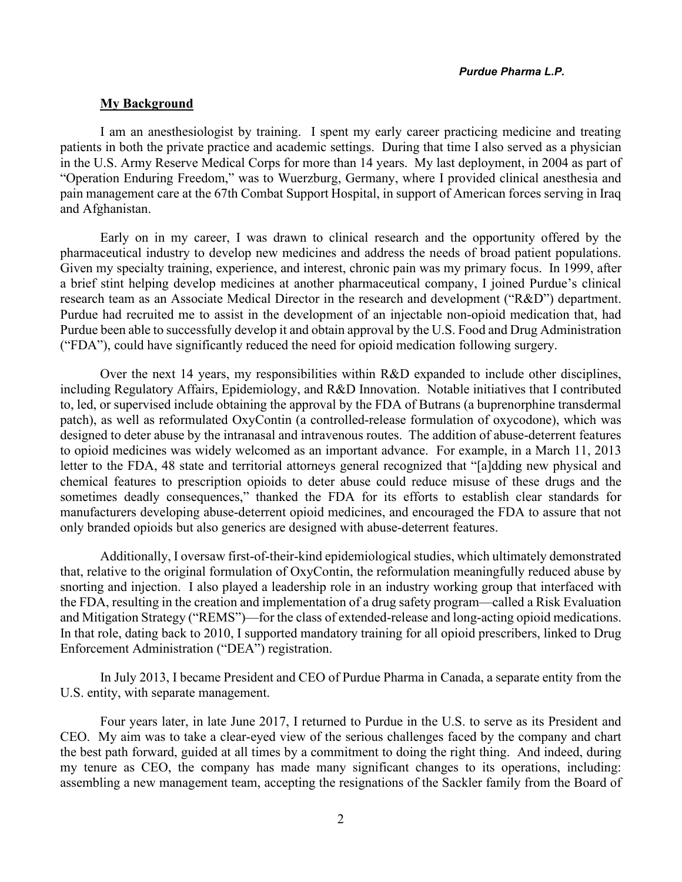## My Background

I am an anesthesiologist by training. I spent my early career practicing medicine and treating patients in both the private practice and academic settings. During that time I also served as a physician in the U.S. Army Reserve Medical Corps for more than 14 years. My last deployment, in 2004 as part of "Operation Enduring Freedom," was to Wuerzburg, Germany, where I provided clinical anesthesia and pain management care at the 67th Combat Support Hospital, in support of American forces serving in Iraq and Afghanistan.

Early on in my career, I was drawn to clinical research and the opportunity offered by the pharmaceutical industry to develop new medicines and address the needs of broad patient populations. Given my specialty training, experience, and interest, chronic pain was my primary focus. In 1999, after a brief stint helping develop medicines at another pharmaceutical company, I joined Purdue's clinical research team as an Associate Medical Director in the research and development ("R&D") department. Purdue had recruited me to assist in the development of an injectable non-opioid medication that, had Purdue been able to successfully develop it and obtain approval by the U.S. Food and Drug Administration ("FDA"), could have significantly reduced the need for opioid medication following surgery.

Over the next 14 years, my responsibilities within R&D expanded to include other disciplines, including Regulatory Affairs, Epidemiology, and R&D Innovation. Notable initiatives that I contributed to, led, or supervised include obtaining the approval by the FDA of Butrans (a buprenorphine transdermal patch), as well as reformulated OxyContin (a controlled-release formulation of oxycodone), which was designed to deter abuse by the intranasal and intravenous routes. The addition of abuse-deterrent features to opioid medicines was widely welcomed as an important advance. For example, in a March 11, 2013 letter to the FDA, 48 state and territorial attorneys general recognized that "[a]dding new physical and chemical features to prescription opioids to deter abuse could reduce misuse of these drugs and the sometimes deadly consequences," thanked the FDA for its efforts to establish clear standards for manufacturers developing abuse-deterrent opioid medicines, and encouraged the FDA to assure that not only branded opioids but also generics are designed with abuse-deterrent features.

Additionally, I oversaw first-of-their-kind epidemiological studies, which ultimately demonstrated that, relative to the original formulation of OxyContin, the reformulation meaningfully reduced abuse by snorting and injection. I also played a leadership role in an industry working group that interfaced with the FDA, resulting in the creation and implementation of a drug safety program—called a Risk Evaluation and Mitigation Strategy ("REMS")—for the class of extended-release and long-acting opioid medications. In that role, dating back to 2010, I supported mandatory training for all opioid prescribers, linked to Drug Enforcement Administration ("DEA") registration.

In July 2013, I became President and CEO of Purdue Pharma in Canada, a separate entity from the U.S. entity, with separate management.

Four years later, in late June 2017, I returned to Purdue in the U.S. to serve as its President and CEO. My aim was to take a clear-eyed view of the serious challenges faced by the company and chart the best path forward, guided at all times by a commitment to doing the right thing. And indeed, during my tenure as CEO, the company has made many significant changes to its operations, including: assembling a new management team, accepting the resignations of the Sackler family from the Board of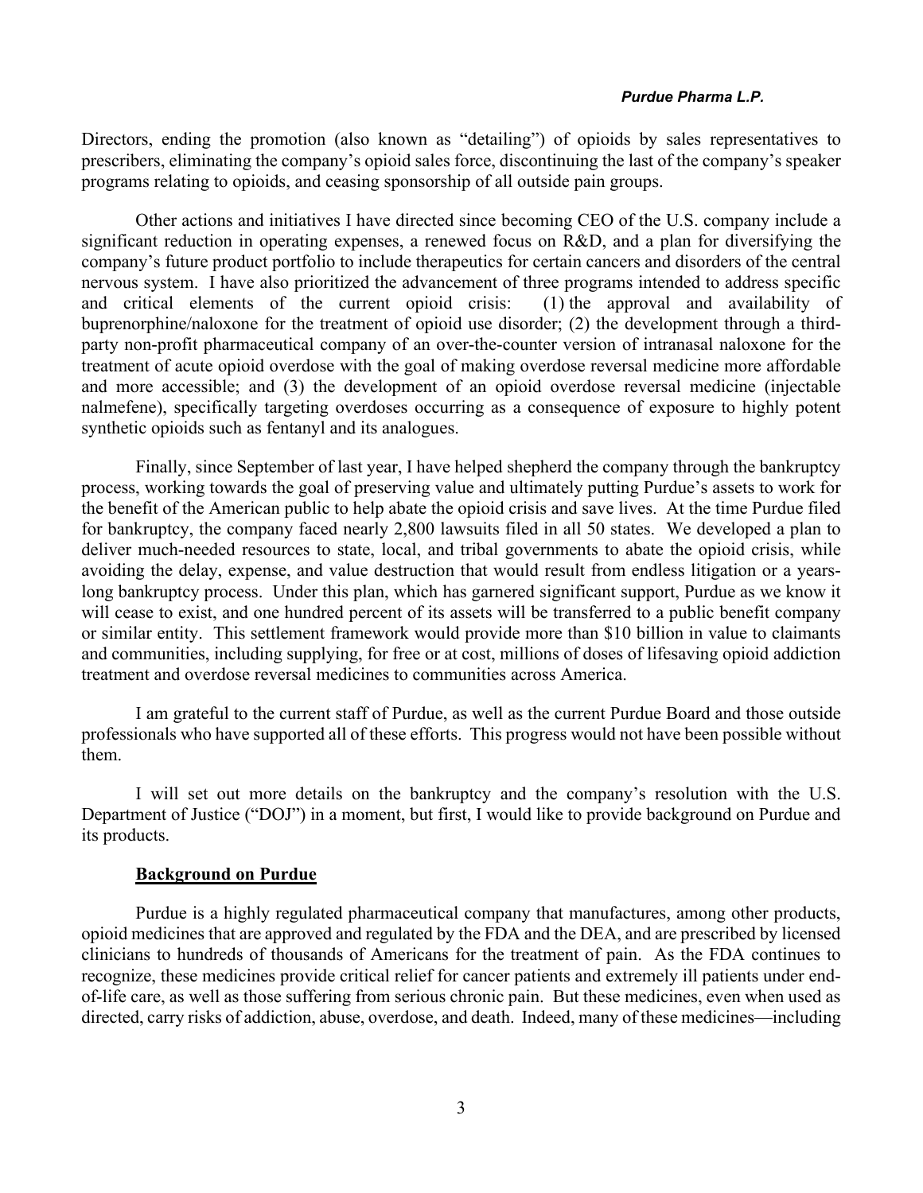Directors, ending the promotion (also known as "detailing") of opioids by sales representatives to prescribers, eliminating the company's opioid sales force, discontinuing the last of the company's speaker programs relating to opioids, and ceasing sponsorship of all outside pain groups.

Other actions and initiatives I have directed since becoming CEO of the U.S. company include a significant reduction in operating expenses, a renewed focus on R&D, and a plan for diversifying the company's future product portfolio to include therapeutics for certain cancers and disorders of the central nervous system. I have also prioritized the advancement of three programs intended to address specific and critical elements of the current opioid crisis: (1) the approval and availability of buprenorphine/naloxone for the treatment of opioid use disorder; (2) the development through a third-party non-profit pharmaceutical company of an over-the-counter version of intranasal naloxone for the treatment of acute opioid overdose with the goal of making overdose reversal medicine more affordable and more accessible; and (3) the development of an opioid overdose reversal medicine (injectable nalmefene), specifically targeting overdoses occurring as a consequence of exposure to highly potent synthetic opioids such as fentanyl and its analogues.

Finally, since September of last year, I have helped shepherd the company through the bankruptcy process, working towards the goal of preserving value and ultimately putting Purdue's assets to work for the benefit of the American public to help abate the opioid crisis and save lives. At the time Purdue filed for bankruptcy, the company faced nearly 2,800 lawsuits filed in all 50 states. We developed a plan to deliver much-needed resources to state, local, and tribal governments to abate the opioid crisis, while avoiding the delay, expense, and value destruction that would result from endless litigation or a years-long bankruptcy process. Under this plan, which has garnered significant support, Purdue as we know it will cease to exist, and one hundred percent of its assets will be transferred to a public benefit company or similar entity. This settlement framework would provide more than $10 billion in value to claimants and communities, including supplying, for free or at cost, millions of doses of lifesaving opioid addiction treatment and overdose reversal medicines to communities across America.

I am grateful to the current staff of Purdue, as well as the current Purdue Board and those outside professionals who have supported all of these efforts. This progress would not have been possible without them.

I will set out more details on the bankruptcy and the company's resolution with the U.S. Department of Justice ("DOJ") in a moment, but first, I would like to provide background on Purdue and its products.

## Background on Purdue

Purdue is a highly regulated pharmaceutical company that manufactures, among other products, opioid medicines that are approved and regulated by the FDA and the DEA, and are prescribed by licensed clinicians to hundreds of thousands of Americans for the treatment of pain. As the FDA continues to recognize, these medicines provide critical relief for cancer patients and extremely ill patients under end-of-life care, as well as those suffering from serious chronic pain. But these medicines, even when used as directed, carry risks of addiction, abuse, overdose, and death. Indeed, many of these medicines—including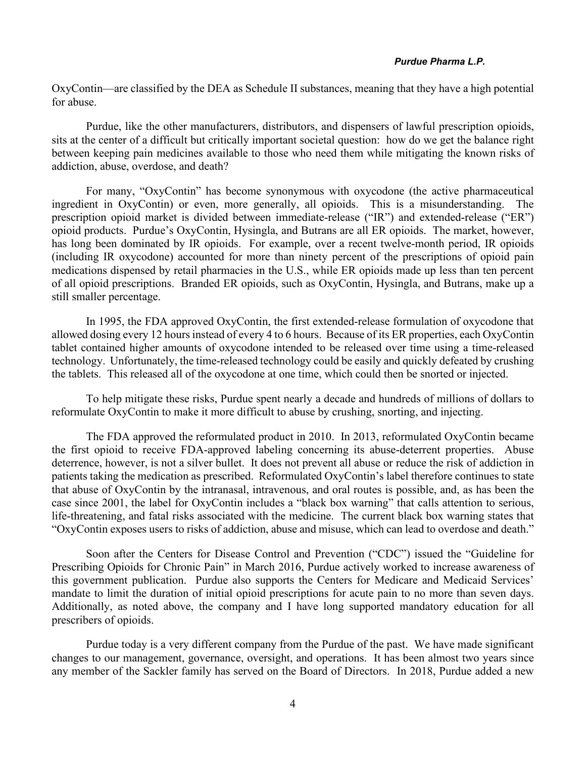OxyContin—are classified by the DEA as Schedule II substances, meaning that they have a high potential for abuse.

Purdue, like the other manufacturers, distributors, and dispensers of lawful prescription opioids, sits at the center of a difficult but critically important societal question: how do we get the balance right between keeping pain medicines available to those who need them while mitigating the known risks of addiction, abuse, overdose, and death?

For many, "OxyContin" has become synonymous with oxycodone (the active pharmaceutical ingredient in OxyContin) or even, more generally, all opioids. This is a misunderstanding. The prescription opioid market is divided between immediate-release ("IR") and extended-release ("ER") opioid products. Purdue's OxyContin, Hysingla, and Butrans are all ER opioids. The market, however, has long been dominated by IR opioids. For example, over a recent twelve-month period, IR opioids (including IR oxycodone) accounted for more than ninety percent of the prescriptions of opioid pain medications dispensed by retail pharmacies in the U.S., while ER opioids made up less than ten percent of all opioid prescriptions. Branded ER opioids, such as OxyContin, Hysingla, and Butrans, make up a still smaller percentage.

In 1995, the FDA approved OxyContin, the first extended-release formulation of oxycodone that allowed dosing every 12 hours instead of every 4 to 6 hours. Because of its ER properties, each OxyContin tablet contained higher amounts of oxycodone intended to be released over time using a time-released technology. Unfortunately, the time-released technology could be easily and quickly defeated by crushing the tablets. This released all of the oxycodone at one time, which could then be snorted or injected.

To help mitigate these risks, Purdue spent nearly a decade and hundreds of millions of dollars to reformulate OxyContin to make it more difficult to abuse by crushing, snorting, and injecting.

The FDA approved the reformulated product in 2010. In 2013, reformulated OxyContin became the first opioid to receive FDA-approved labeling concerning its abuse-deterrent properties. Abuse deterrence, however, is not a silver bullet. It does not prevent all abuse or reduce the risk of addiction in patients taking the medication as prescribed. Reformulated OxyContin's label therefore continues to state that abuse of OxyContin by the intranasal, intravenous, and oral routes is possible, and, as has been the case since 2001, the label for OxyContin includes a "black box warning" that calls attention to serious, life-threatening, and fatal risks associated with the medicine. The current black box warning states that "OxyContin exposes users to risks of addiction, abuse and misuse, which can lead to overdose and death."

Soon after the Centers for Disease Control and Prevention ("CDC") issued the "Guideline for Prescribing Opioids for Chronic Pain" in March 2016, Purdue actively worked to increase awareness of this government publication. Purdue also supports the Centers for Medicare and Medicaid Services' mandate to limit the duration of initial opioid prescriptions for acute pain to no more than seven days. Additionally, as noted above, the company and I have long supported mandatory education for all prescribers of opioids.

Purdue today is a very different company from the Purdue of the past. We have made significant changes to our management, governance, oversight, and operations. It has been almost two years since any member of the Sackler family has served on the Board of Directors. In 2018, Purdue added a new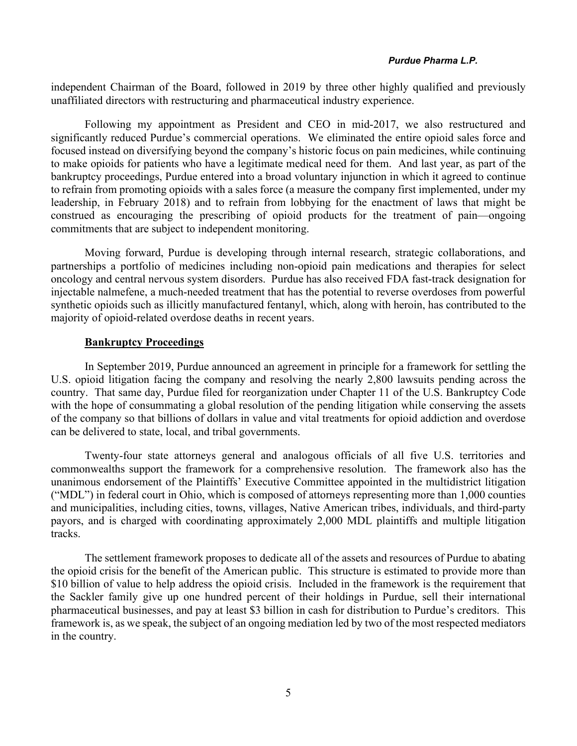independent Chairman of the Board, followed in 2019 by three other highly qualified and previously unaffiliated directors with restructuring and pharmaceutical industry experience.

Following my appointment as President and CEO in mid-2017, we also restructured and significantly reduced Purdue's commercial operations. We eliminated the entire opioid sales force and focused instead on diversifying beyond the company's historic focus on pain medicines, while continuing to make opioids for patients who have a legitimate medical need for them. And last year, as part of the bankruptcy proceedings, Purdue entered into a broad voluntary injunction in which it agreed to continue to refrain from promoting opioids with a sales force (a measure the company first implemented, under my leadership, in February 2018) and to refrain from lobbying for the enactment of laws that might be construed as encouraging the prescribing of opioid products for the treatment of pain—ongoing commitments that are subject to independent monitoring.

Moving forward, Purdue is developing through internal research, strategic collaborations, and partnerships a portfolio of medicines including non-opioid pain medications and therapies for select oncology and central nervous system disorders. Purdue has also received FDA fast-track designation for injectable nalmefene, a much-needed treatment that has the potential to reverse overdoses from powerful synthetic opioids such as illicitly manufactured fentanyl, which, along with heroin, has contributed to the majority of opioid-related overdose deaths in recent years.

**Bankruptcy Proceedings**

In September 2019, Purdue announced an agreement in principle for a framework for settling the U.S. opioid litigation facing the company and resolving the nearly 2,800 lawsuits pending across the country. That same day, Purdue filed for reorganization under Chapter 11 of the U.S. Bankruptcy Code with the hope of consummating a global resolution of the pending litigation while conserving the assets of the company so that billions of dollars in value and vital treatments for opioid addiction and overdose can be delivered to state, local, and tribal governments.

Twenty-four state attorneys general and analogous officials of all five U.S. territories and commonwealths support the framework for a comprehensive resolution. The framework also has the unanimous endorsement of the Plaintiffs' Executive Committee appointed in the multidistrict litigation ("MDL") in federal court in Ohio, which is composed of attorneys representing more than 1,000 counties and municipalities, including cities, towns, villages, Native American tribes, individuals, and third-party payors, and is charged with coordinating approximately 2,000 MDL plaintiffs and multiple litigation tracks.

The settlement framework proposes to dedicate all of the assets and resources of Purdue to abating the opioid crisis for the benefit of the American public. This structure is estimated to provide more than $10 billion of value to help address the opioid crisis. Included in the framework is the requirement that the Sackler family give up one hundred percent of their holdings in Purdue, sell their international pharmaceutical businesses, and pay at least $3 billion in cash for distribution to Purdue's creditors. This framework is, as we speak, the subject of an ongoing mediation led by two of the most respected mediators in the country.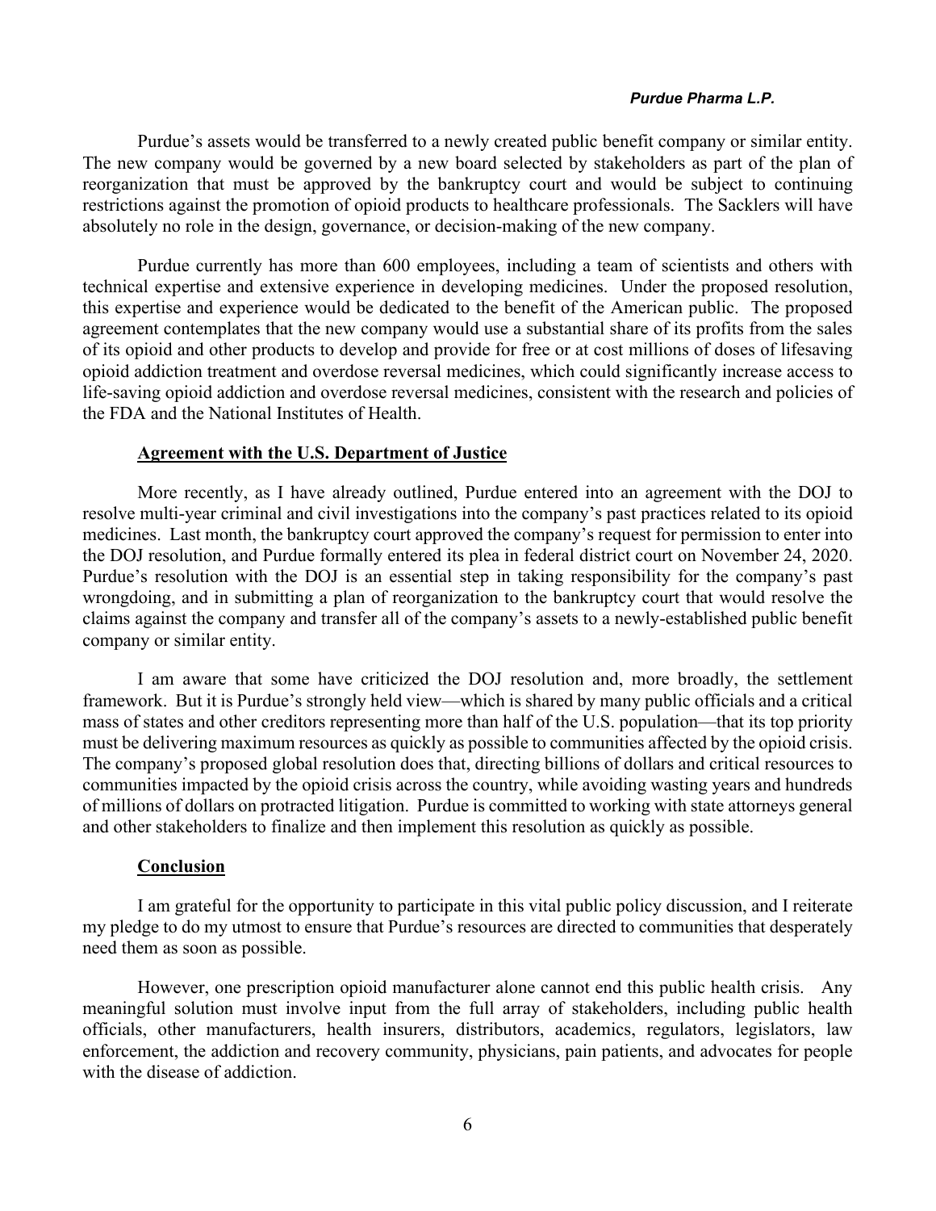Purdue's assets would be transferred to a newly created public benefit company or similar entity. The new company would be governed by a new board selected by stakeholders as part of the plan of reorganization that must be approved by the bankruptcy court and would be subject to continuing restrictions against the promotion of opioid products to healthcare professionals. The Sacklers will have absolutely no role in the design, governance, or decision-making of the new company.

Purdue currently has more than 600 employees, including a team of scientists and others with technical expertise and extensive experience in developing medicines. Under the proposed resolution, this expertise and experience would be dedicated to the benefit of the American public. The proposed agreement contemplates that the new company would use a substantial share of its profits from the sales of its opioid and other products to develop and provide for free or at cost millions of doses of lifesaving opioid addiction treatment and overdose reversal medicines, which could significantly increase access to life-saving opioid addiction and overdose reversal medicines, consistent with the research and policies of the FDA and the National Institutes of Health.

## Agreement with the U.S. Department of Justice

More recently, as I have already outlined, Purdue entered into an agreement with the DOJ to resolve multi-year criminal and civil investigations into the company's past practices related to its opioid medicines. Last month, the bankruptcy court approved the company's request for permission to enter into the DOJ resolution, and Purdue formally entered its plea in federal district court on November 24, 2020. Purdue's resolution with the DOJ is an essential step in taking responsibility for the company's past wrongdoing, and in submitting a plan of reorganization to the bankruptcy court that would resolve the claims against the company and transfer all of the company's assets to a newly-established public benefit company or similar entity.

I am aware that some have criticized the DOJ resolution and, more broadly, the settlement framework. But it is Purdue's strongly held view—which is shared by many public officials and a critical mass of states and other creditors representing more than half of the U.S. population—that its top priority must be delivering maximum resources as quickly as possible to communities affected by the opioid crisis. The company's proposed global resolution does that, directing billions of dollars and critical resources to communities impacted by the opioid crisis across the country, while avoiding wasting years and hundreds of millions of dollars on protracted litigation. Purdue is committed to working with state attorneys general and other stakeholders to finalize and then implement this resolution as quickly as possible.

## Conclusion

I am grateful for the opportunity to participate in this vital public policy discussion, and I reiterate my pledge to do my utmost to ensure that Purdue's resources are directed to communities that desperately need them as soon as possible.

However, one prescription opioid manufacturer alone cannot end this public health crisis. Any meaningful solution must involve input from the full array of stakeholders, including public health officials, other manufacturers, health insurers, distributors, academics, regulators, legislators, law enforcement, the addiction and recovery community, physicians, pain patients, and advocates for people with the disease of addiction.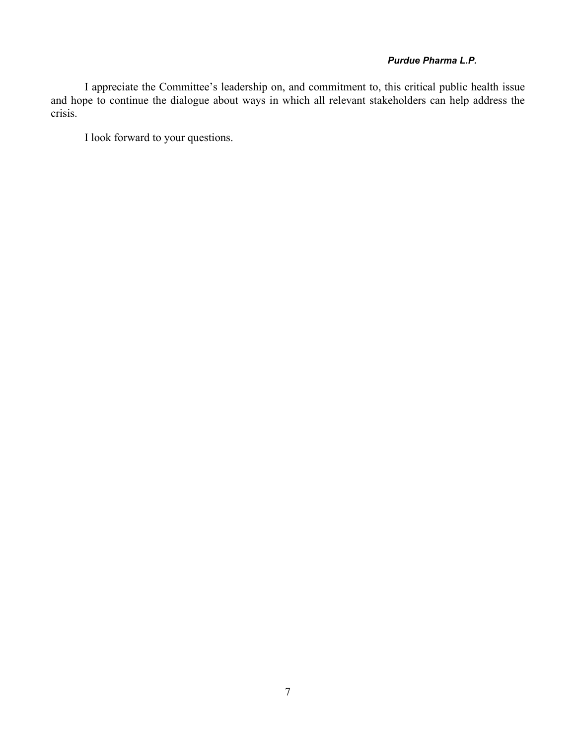I appreciate the Committee's leadership on, and commitment to, this critical public health issue and hope to continue the dialogue about ways in which all relevant stakeholders can help address the crisis.

I look forward to your questions.